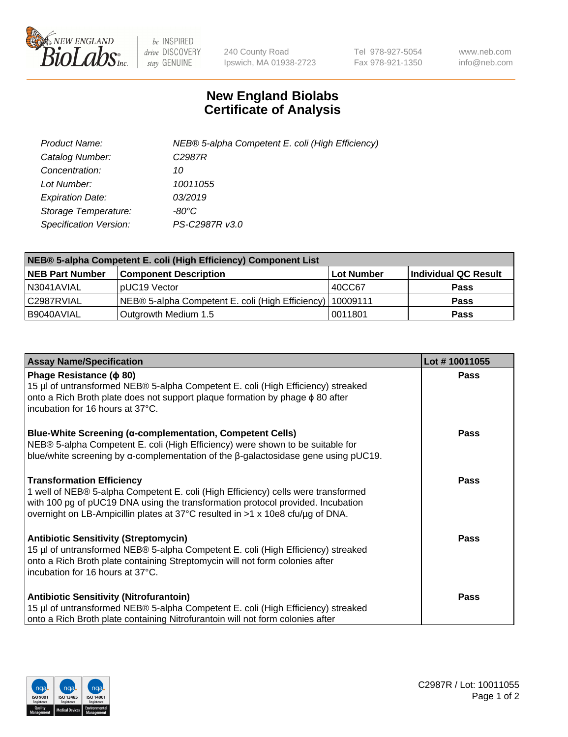# New England Biolabs Certificate of Analysis

| | |
|---|---|
| *Product Name:* | *NEB® 5-alpha Competent E. coli (High Efficiency)* |
| *Catalog Number:* | *C2987R* |
| *Concentration:* | *10* |
| *Lot Number:* | *10011055* |
| *Expiration Date:* | *03/2019* |
| *Storage Temperature:* | *-80°C* |
| *Specification Version:* | *PS-C2987R v3.0* |

| NEB® 5-alpha Competent E. coli (High Efficiency) Component List | | | |
|---|---|---|---|
| **NEB Part Number** | **Component Description** | **Lot Number** | **Individual QC Result** |
| N3041AVIAL | pUC19 Vector | 40CC67 | **Pass** |
| C2987RVIAL | NEB® 5-alpha Competent E. coli (High Efficiency) | 10009111 | **Pass** |
| B9040AVIAL | Outgrowth Medium 1.5 | 0011801 | **Pass** |

| Assay Name/Specification | Lot # 10011055 |
|---|---|
| **Phage Resistance (ϕ 80)**<br>15 µl of untransformed NEB® 5-alpha Competent E. coli (High Efficiency) streaked onto a Rich Broth plate does not support plaque formation by phage ϕ 80 after incubation for 16 hours at 37°C. | **Pass** |
| **Blue-White Screening (α-complementation, Competent Cells)**<br>NEB® 5-alpha Competent E. coli (High Efficiency) were shown to be suitable for blue/white screening by α-complementation of the β-galactosidase gene using pUC19. | **Pass** |
| **Transformation Efficiency**<br>1 well of NEB® 5-alpha Competent E. coli (High Efficiency) cells were transformed with 100 pg of pUC19 DNA using the transformation protocol provided. Incubation overnight on LB-Ampicillin plates at 37°C resulted in >1 x 10e8 cfu/µg of DNA. | **Pass** |
| **Antibiotic Sensitivity (Streptomycin)**<br>15 µl of untransformed NEB® 5-alpha Competent E. coli (High Efficiency) streaked onto a Rich Broth plate containing Streptomycin will not form colonies after incubation for 16 hours at 37°C. | **Pass** |
| **Antibiotic Sensitivity (Nitrofurantoin)**<br>15 µl of untransformed NEB® 5-alpha Competent E. coli (High Efficiency) streaked onto a Rich Broth plate containing Nitrofurantoin will not form colonies after | **Pass** |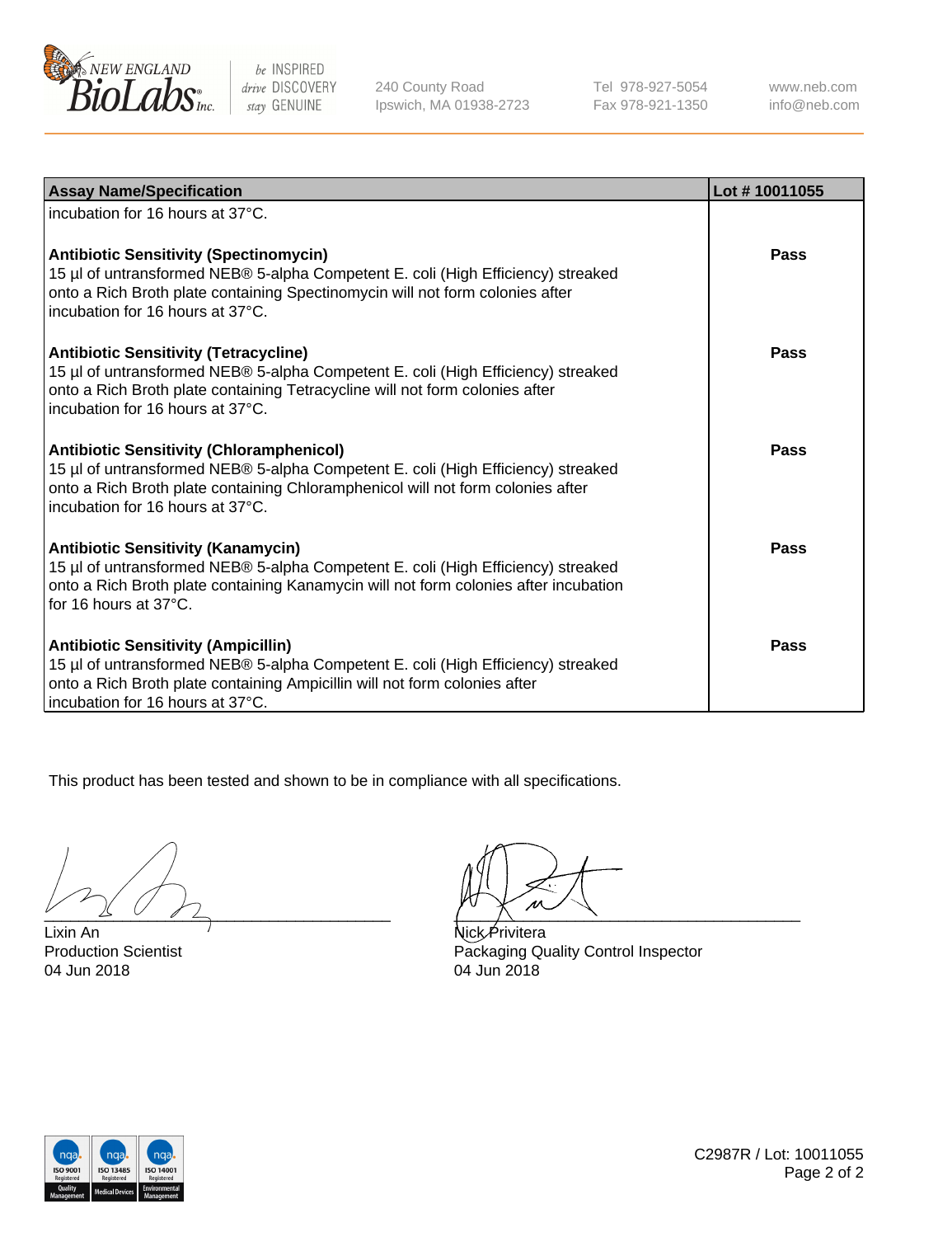| Assay Name/Specification | Lot # 10011055 |
|---|---|
| incubation for 16 hours at 37°C. | |
| **Antibiotic Sensitivity (Spectinomycin)**<br>15 µl of untransformed NEB® 5-alpha Competent E. coli (High Efficiency) streaked onto a Rich Broth plate containing Spectinomycin will not form colonies after incubation for 16 hours at 37°C. | **Pass** |
| **Antibiotic Sensitivity (Tetracycline)**<br>15 µl of untransformed NEB® 5-alpha Competent E. coli (High Efficiency) streaked onto a Rich Broth plate containing Tetracycline will not form colonies after incubation for 16 hours at 37°C. | **Pass** |
| **Antibiotic Sensitivity (Chloramphenicol)**<br>15 µl of untransformed NEB® 5-alpha Competent E. coli (High Efficiency) streaked onto a Rich Broth plate containing Chloramphenicol will not form colonies after incubation for 16 hours at 37°C. | **Pass** |
| **Antibiotic Sensitivity (Kanamycin)**<br>15 µl of untransformed NEB® 5-alpha Competent E. coli (High Efficiency) streaked onto a Rich Broth plate containing Kanamycin will not form colonies after incubation for 16 hours at 37°C. | **Pass** |
| **Antibiotic Sensitivity (Ampicillin)**<br>15 µl of untransformed NEB® 5-alpha Competent E. coli (High Efficiency) streaked onto a Rich Broth plate containing Ampicillin will not form colonies after incubation for 16 hours at 37°C. | **Pass** |

This product has been tested and shown to be in compliance with all specifications.

Lixin An
Production Scientist
04 Jun 2018

Nick Privitera
Packaging Quality Control Inspector
04 Jun 2018

C2987R / Lot: 10011055